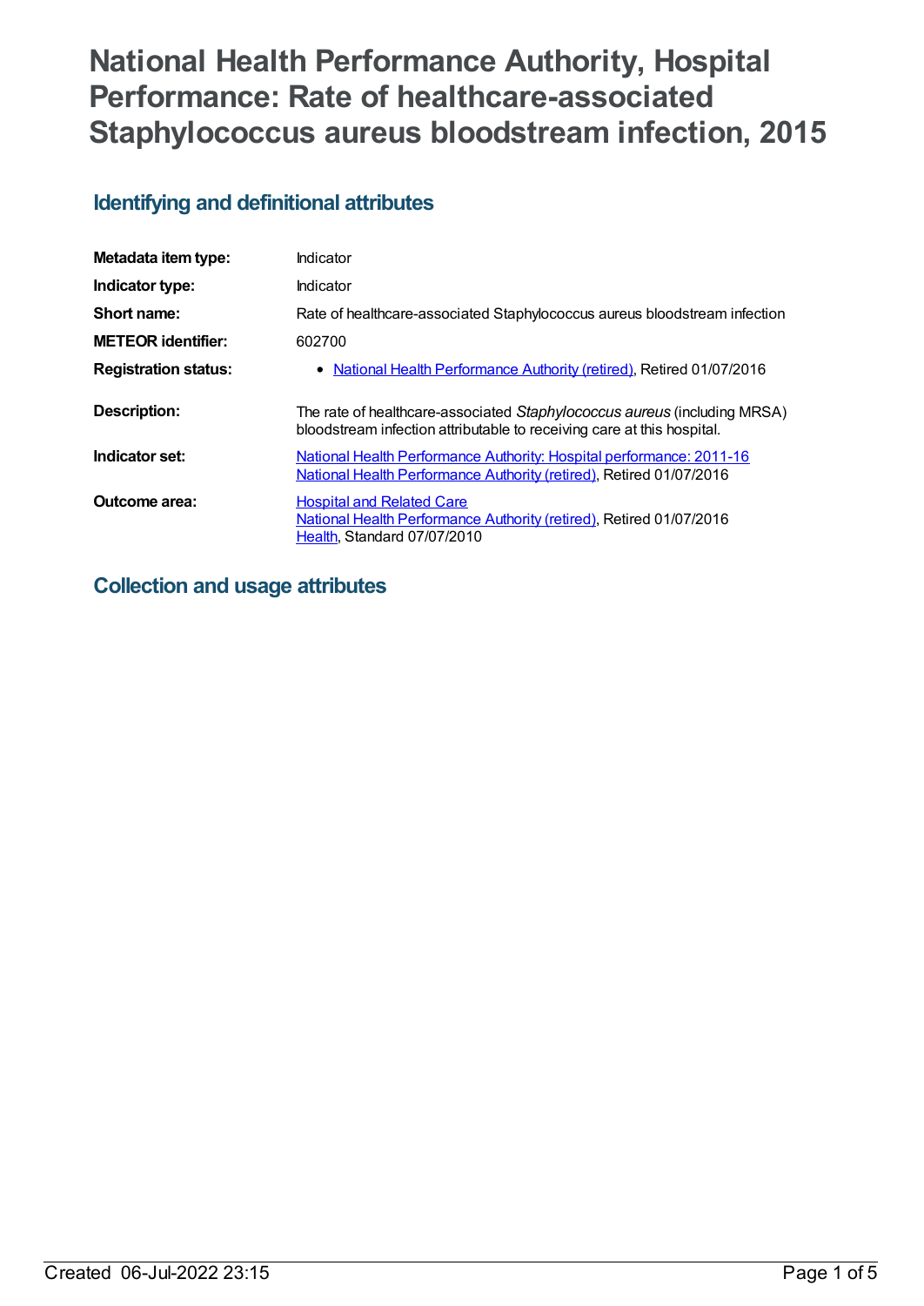# National Health Performance Authority, Hospital Performance: Rate of healthcare-associated Staphylococcus aureus bloodstream infection, 2015

## Identifying and definitional attributes

| | |
|---|---|
| **Metadata item type:** | Indicator |
| **Indicator type:** | Indicator |
| **Short name:** | Rate of healthcare-associated Staphylococcus aureus bloodstream infection |
| **METEOR identifier:** | 602700 |
| **Registration status:** | • National Health Performance Authority (retired), Retired 01/07/2016 |
| **Description:** | The rate of healthcare-associated *Staphylococcus aureus* (including MRSA) bloodstream infection attributable to receiving care at this hospital. |
| **Indicator set:** | National Health Performance Authority: Hospital performance: 2011-16<br>National Health Performance Authority (retired), Retired 01/07/2016 |
| **Outcome area:** | Hospital and Related Care<br>National Health Performance Authority (retired), Retired 01/07/2016<br>Health, Standard 07/07/2010 |

## Collection and usage attributes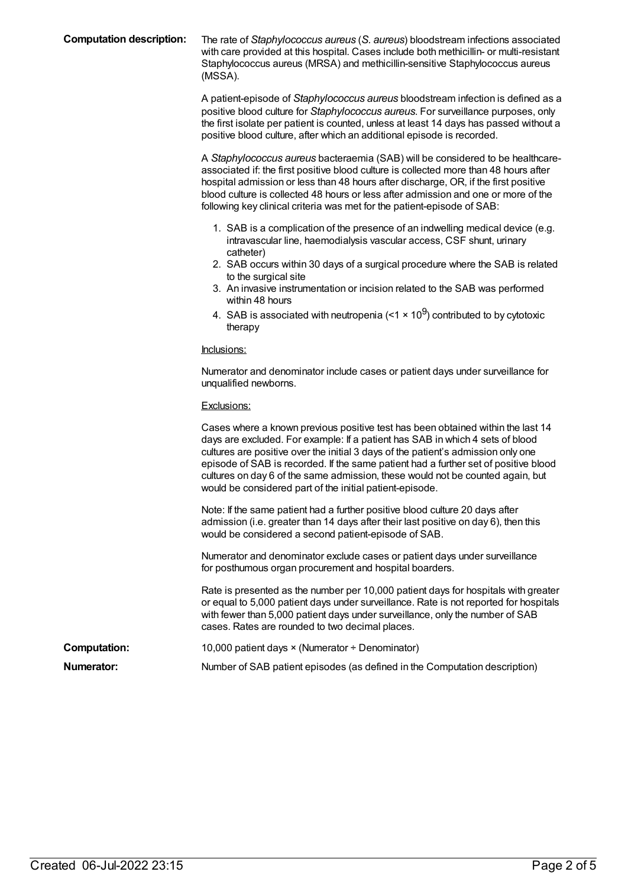**Computation description:** The rate of *Staphylococcus aureus* (*S. aureus*) bloodstream infections associated with care provided at this hospital. Cases include both methicillin- or multi-resistant Staphylococcus aureus (MRSA) and methicillin-sensitive Staphylococcus aureus (MSSA).

A patient-episode of *Staphylococcus aureus* bloodstream infection is defined as a positive blood culture for *Staphylococcus aureus*. For surveillance purposes, only the first isolate per patient is counted, unless at least 14 days has passed without a positive blood culture, after which an additional episode is recorded.

A *Staphylococcus aureus* bacteraemia (SAB) will be considered to be healthcare-associated if: the first positive blood culture is collected more than 48 hours after hospital admission or less than 48 hours after discharge, OR, if the first positive blood culture is collected 48 hours or less after admission and one or more of the following key clinical criteria was met for the patient-episode of SAB:

1. SAB is a complication of the presence of an indwelling medical device (e.g. intravascular line, haemodialysis vascular access, CSF shunt, urinary catheter)
2. SAB occurs within 30 days of a surgical procedure where the SAB is related to the surgical site
3. An invasive instrumentation or incision related to the SAB was performed within 48 hours
4. SAB is associated with neutropenia ($<1 \times 10^9$) contributed to by cytotoxic therapy

Inclusions:

Numerator and denominator include cases or patient days under surveillance for unqualified newborns.

Exclusions:

Cases where a known previous positive test has been obtained within the last 14 days are excluded. For example: If a patient has SAB in which 4 sets of blood cultures are positive over the initial 3 days of the patient's admission only one episode of SAB is recorded. If the same patient had a further set of positive blood cultures on day 6 of the same admission, these would not be counted again, but would be considered part of the initial patient-episode.

Note: If the same patient had a further positive blood culture 20 days after admission (i.e. greater than 14 days after their last positive on day 6), then this would be considered a second patient-episode of SAB.

Numerator and denominator exclude cases or patient days under surveillance for posthumous organ procurement and hospital boarders.

Rate is presented as the number per 10,000 patient days for hospitals with greater or equal to 5,000 patient days under surveillance. Rate is not reported for hospitals with fewer than 5,000 patient days under surveillance, only the number of SAB cases. Rates are rounded to two decimal places.

**Computation:** 10,000 patient days × (Numerator ÷ Denominator)

**Numerator:** Number of SAB patient episodes (as defined in the Computation description)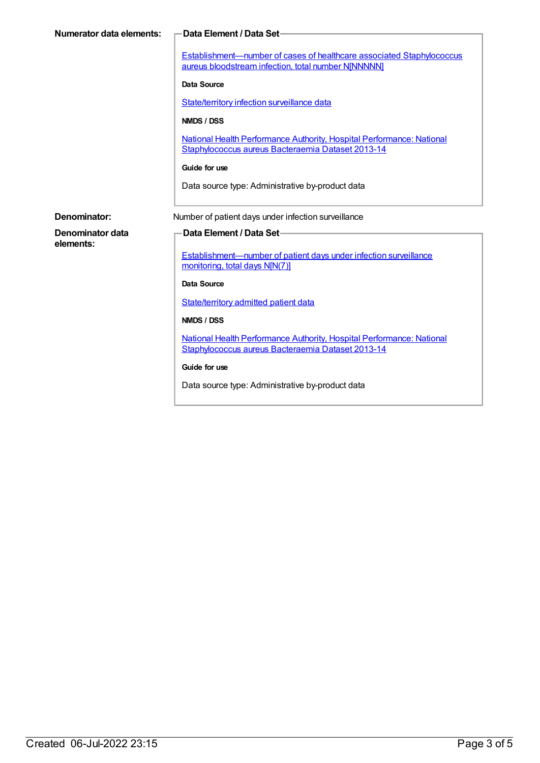**Numerator data elements:**

**Data Element / Data Set**

Establishment—number of cases of healthcare associated Staphylococcus aureus bloodstream infection, total number N[NNNNN]

**Data Source**

State/territory infection surveillance data

**NMDS / DSS**

National Health Performance Authority, Hospital Performance: National Staphylococcus aureus Bacteraemia Dataset 2013-14

**Guide for use**

Data source type: Administrative by-product data

**Denominator:** Number of patient days under infection surveillance

**Denominator data elements:**

**Data Element / Data Set**

Establishment—number of patient days under infection surveillance monitoring, total days N[N(7)]

**Data Source**

State/territory admitted patient data

**NMDS / DSS**

National Health Performance Authority, Hospital Performance: National Staphylococcus aureus Bacteraemia Dataset 2013-14

**Guide for use**

Data source type: Administrative by-product data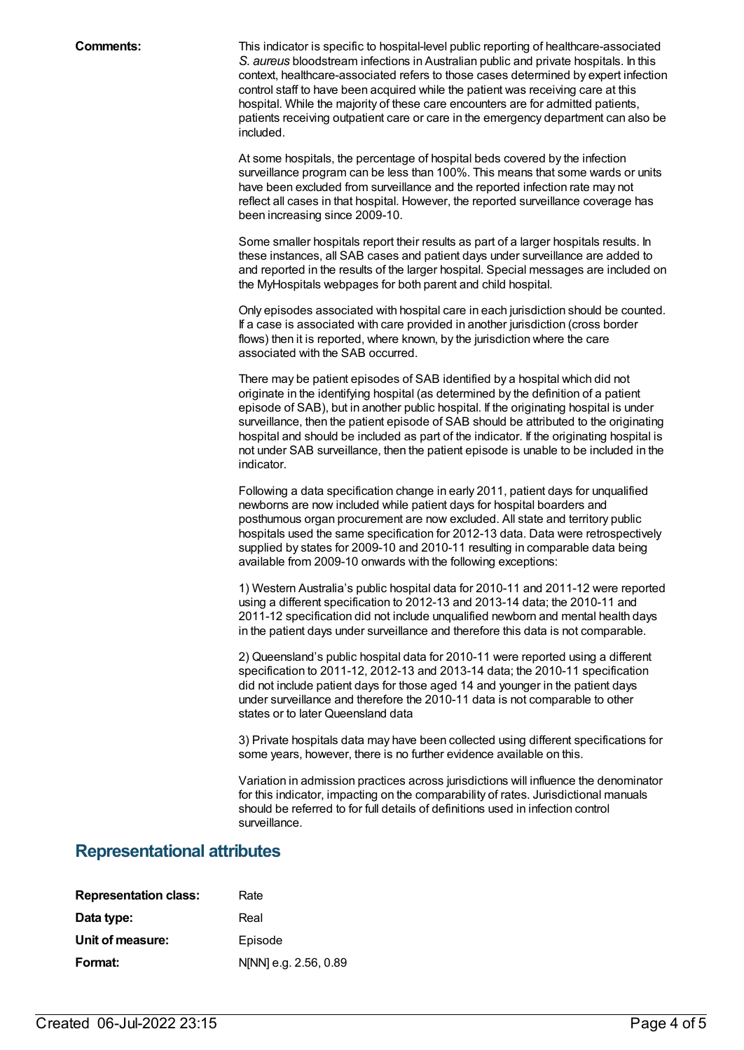**Comments:**

This indicator is specific to hospital-level public reporting of healthcare-associated *S. aureus* bloodstream infections in Australian public and private hospitals. In this context, healthcare-associated refers to those cases determined by expert infection control staff to have been acquired while the patient was receiving care at this hospital. While the majority of these care encounters are for admitted patients, patients receiving outpatient care or care in the emergency department can also be included.

At some hospitals, the percentage of hospital beds covered by the infection surveillance program can be less than 100%. This means that some wards or units have been excluded from surveillance and the reported infection rate may not reflect all cases in that hospital. However, the reported surveillance coverage has been increasing since 2009-10.

Some smaller hospitals report their results as part of a larger hospitals results. In these instances, all SAB cases and patient days under surveillance are added to and reported in the results of the larger hospital. Special messages are included on the MyHospitals webpages for both parent and child hospital.

Only episodes associated with hospital care in each jurisdiction should be counted. If a case is associated with care provided in another jurisdiction (cross border flows) then it is reported, where known, by the jurisdiction where the care associated with the SAB occurred.

There may be patient episodes of SAB identified by a hospital which did not originate in the identifying hospital (as determined by the definition of a patient episode of SAB), but in another public hospital. If the originating hospital is under surveillance, then the patient episode of SAB should be attributed to the originating hospital and should be included as part of the indicator. If the originating hospital is not under SAB surveillance, then the patient episode is unable to be included in the indicator.

Following a data specification change in early 2011, patient days for unqualified newborns are now included while patient days for hospital boarders and posthumous organ procurement are now excluded. All state and territory public hospitals used the same specification for 2012-13 data. Data were retrospectively supplied by states for 2009-10 and 2010-11 resulting in comparable data being available from 2009-10 onwards with the following exceptions:

1) Western Australia's public hospital data for 2010-11 and 2011-12 were reported using a different specification to 2012-13 and 2013-14 data; the 2010-11 and 2011-12 specification did not include unqualified newborn and mental health days in the patient days under surveillance and therefore this data is not comparable.

2) Queensland's public hospital data for 2010-11 were reported using a different specification to 2011-12, 2012-13 and 2013-14 data; the 2010-11 specification did not include patient days for those aged 14 and younger in the patient days under surveillance and therefore the 2010-11 data is not comparable to other states or to later Queensland data

3) Private hospitals data may have been collected using different specifications for some years, however, there is no further evidence available on this.

Variation in admission practices across jurisdictions will influence the denominator for this indicator, impacting on the comparability of rates. Jurisdictional manuals should be referred to for full details of definitions used in infection control surveillance.

## Representational attributes

| | |
|---|---|
| **Representation class:** | Rate |
| **Data type:** | Real |
| **Unit of measure:** | Episode |
| **Format:** | N[NN] e.g. 2.56, 0.89 |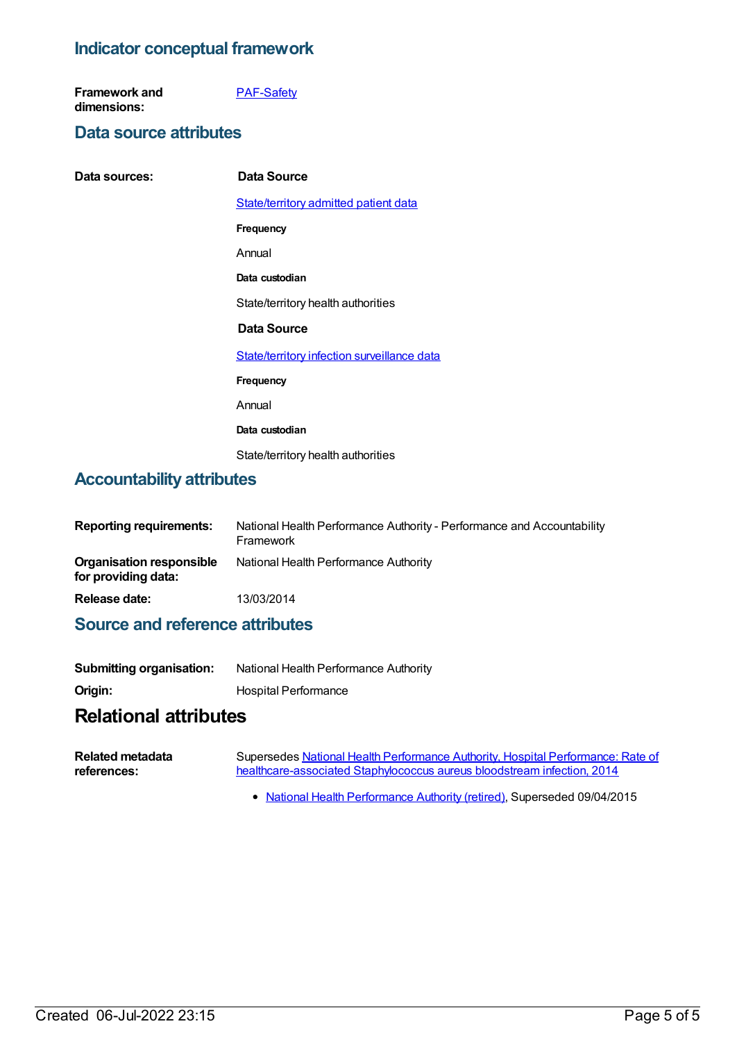## Indicator conceptual framework

**Framework and dimensions:** PAF-Safety

## Data source attributes

**Data sources:**

**Data Source**

State/territory admitted patient data

**Frequency**

Annual

**Data custodian**

State/territory health authorities

**Data Source**

State/territory infection surveillance data

**Frequency**

Annual

**Data custodian**

State/territory health authorities

## Accountability attributes

**Reporting requirements:** National Health Performance Authority - Performance and Accountability Framework

**Organisation responsible for providing data:** National Health Performance Authority

**Release date:** 13/03/2014

## Source and reference attributes

**Submitting organisation:** National Health Performance Authority

**Origin:** Hospital Performance

# Relational attributes

**Related metadata references:** Supersedes National Health Performance Authority, Hospital Performance: Rate of healthcare-associated Staphylococcus aureus bloodstream infection, 2014

- National Health Performance Authority (retired), Superseded 09/04/2015